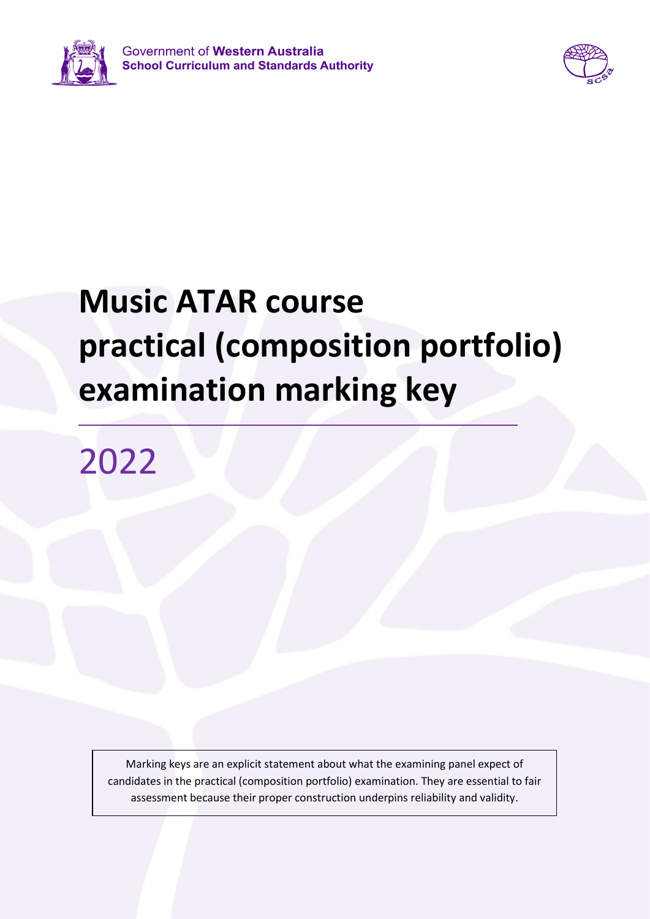Government of **Western Australia**
**School Curriculum and Standards Authority**

# Music ATAR course practical (composition portfolio) examination marking key

## 2022

Marking keys are an explicit statement about what the examining panel expect of candidates in the practical (composition portfolio) examination. They are essential to fair assessment because their proper construction underpins reliability and validity.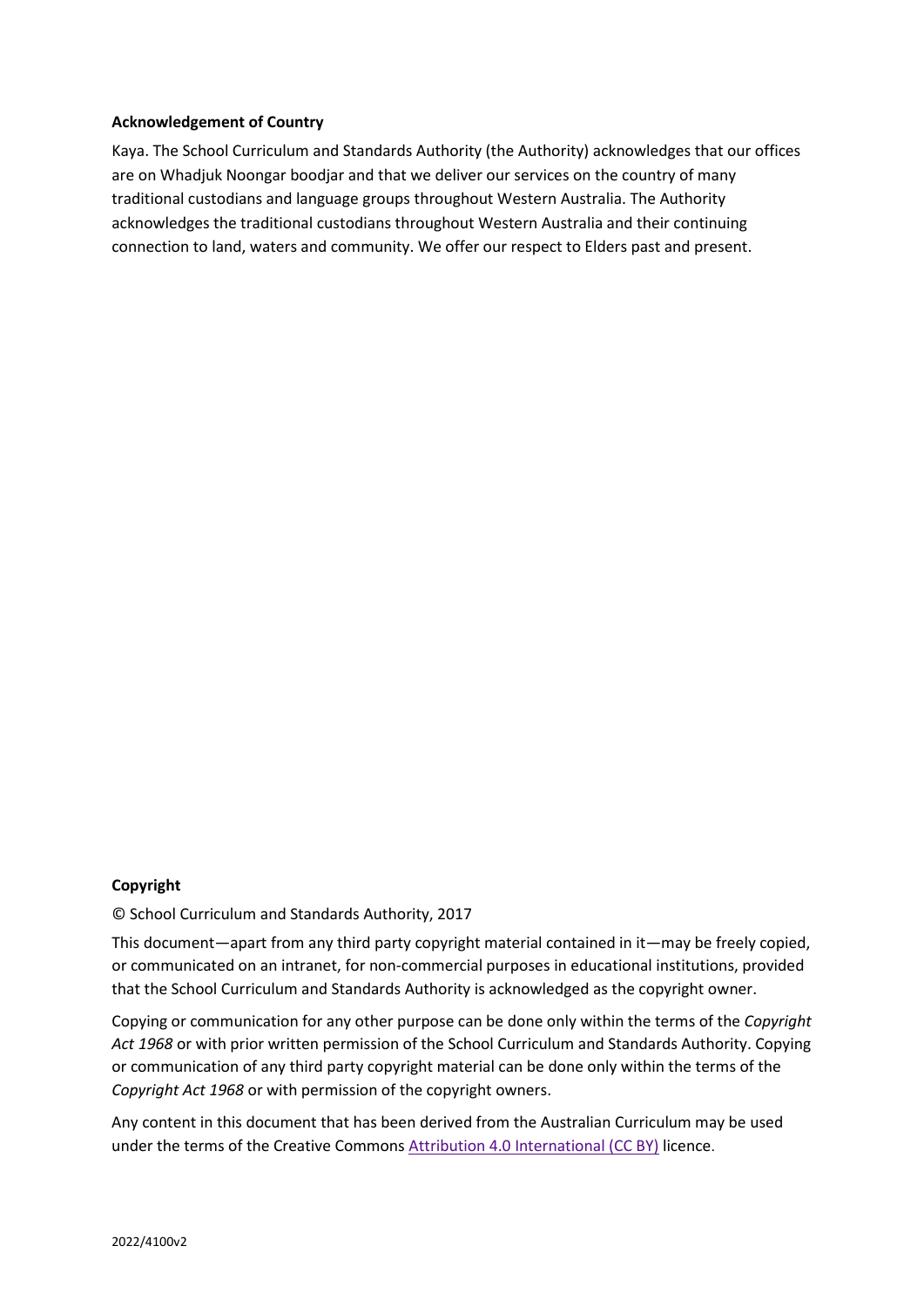**Acknowledgement of Country**

Kaya. The School Curriculum and Standards Authority (the Authority) acknowledges that our offices are on Whadjuk Noongar boodjar and that we deliver our services on the country of many traditional custodians and language groups throughout Western Australia. The Authority acknowledges the traditional custodians throughout Western Australia and their continuing connection to land, waters and community. We offer our respect to Elders past and present.

**Copyright**

© School Curriculum and Standards Authority, 2017

This document—apart from any third party copyright material contained in it—may be freely copied, or communicated on an intranet, for non-commercial purposes in educational institutions, provided that the School Curriculum and Standards Authority is acknowledged as the copyright owner.

Copying or communication for any other purpose can be done only within the terms of the *Copyright Act 1968* or with prior written permission of the School Curriculum and Standards Authority. Copying or communication of any third party copyright material can be done only within the terms of the *Copyright Act 1968* or with permission of the copyright owners.

Any content in this document that has been derived from the Australian Curriculum may be used under the terms of the Creative Commons Attribution 4.0 International (CC BY) licence.

2022/4100v2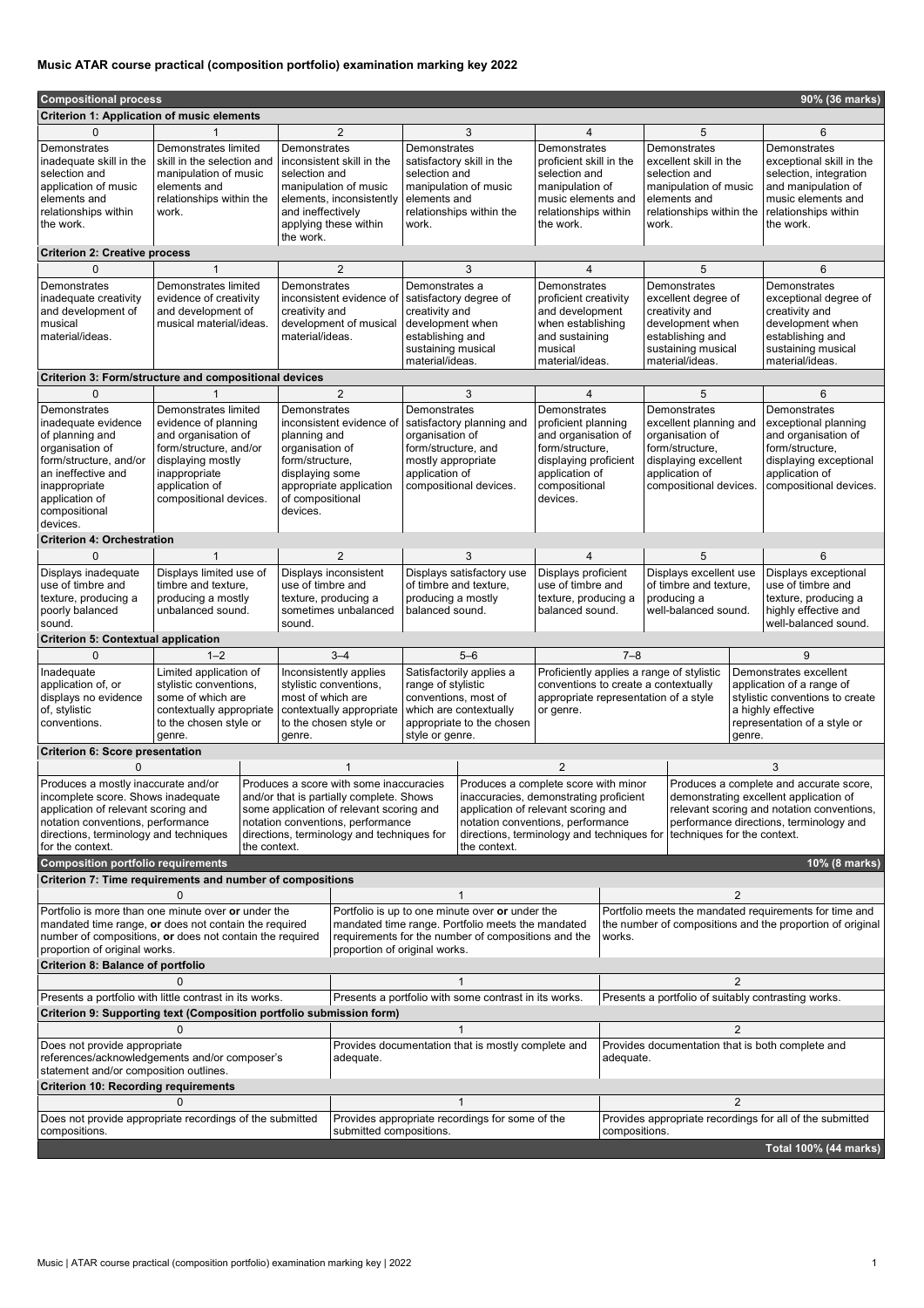**Music ATAR course practical (composition portfolio) examination marking key 2022**

| **Compositional process** | | | | | | **90% (36 marks)** |
|---|---|---|---|---|---|---|
| **Criterion 1: Application of music elements** | | | | | | |
| 0 | 1 | 2 | 3 | 4 | 5 | 6 |
| Demonstrates inadequate skill in the selection and application of music elements and relationships within the work. | Demonstrates limited skill in the selection and manipulation of music elements and relationships within the work. | Demonstrates inconsistent skill in the selection and manipulation of music elements, inconsistently and ineffectively applying these within the work. | Demonstrates satisfactory skill in the selection and manipulation of music elements and relationships within the work. | Demonstrates proficient skill in the selection and manipulation of music elements and relationships within the work. | Demonstrates excellent skill in the selection and manipulation of music elements and relationships within the work. | Demonstrates exceptional skill in the selection, integration and manipulation of music elements and relationships within the work. |
| **Criterion 2: Creative process** | | | | | | |
| 0 | 1 | 2 | 3 | 4 | 5 | 6 |
| Demonstrates inadequate creativity and development of musical material/ideas. | Demonstrates limited evidence of creativity and development of musical material/ideas. | Demonstrates inconsistent evidence of creativity and development of musical material/ideas. | Demonstrates a satisfactory degree of creativity and development when establishing and sustaining musical material/ideas. | Demonstrates proficient creativity and development when establishing and sustaining musical material/ideas. | Demonstrates excellent degree of creativity and development when establishing and sustaining musical material/ideas. | Demonstrates exceptional degree of creativity and development when establishing and sustaining musical material/ideas. |
| **Criterion 3: Form/structure and compositional devices** | | | | | | |
| 0 | 1 | 2 | 3 | 4 | 5 | 6 |
| Demonstrates inadequate evidence of planning and organisation of form/structure, and/or an ineffective and inappropriate application of compositional devices. | Demonstrates limited evidence of planning and organisation of form/structure, and/or displaying mostly inappropriate application of compositional devices. | Demonstrates inconsistent evidence of planning and organisation of form/structure, displaying some appropriate application of compositional devices. | Demonstrates satisfactory planning and organisation of form/structure, and mostly appropriate application of compositional devices. | Demonstrates proficient planning and organisation of form/structure, displaying proficient application of compositional devices. | Demonstrates excellent planning and organisation of form/structure, displaying excellent application of compositional devices. | Demonstrates exceptional planning and organisation of form/structure, displaying exceptional application of compositional devices. |
| **Criterion 4: Orchestration** | | | | | | |
| 0 | 1 | 2 | 3 | 4 | 5 | 6 |
| Displays inadequate use of timbre and texture, producing a poorly balanced sound. | Displays limited use of timbre and texture, producing a mostly unbalanced sound. | Displays inconsistent use of timbre and texture, producing a sometimes unbalanced sound. | Displays satisfactory use of timbre and texture, producing a mostly balanced sound. | Displays proficient use of timbre and texture, producing a balanced sound. | Displays excellent use of timbre and texture, producing a well-balanced sound. | Displays exceptional use of timbre and texture, producing a highly effective and well-balanced sound. |
| **Criterion 5: Contextual application** | | | | | | |
| 0 | 1–2 | 3–4 | 5–6 | 7–8 | | 9 |
| Inadequate application of, or displays no evidence of, stylistic conventions. | Limited application of stylistic conventions, some of which are contextually appropriate to the chosen style or genre. | Inconsistently applies stylistic conventions, most of which are contextually appropriate to the chosen style or genre. | Satisfactorily applies a range of stylistic conventions, most of which are contextually appropriate to the chosen style or genre. | Proficiently applies a range of stylistic conventions to create a contextually appropriate representation of a style or genre. | | Demonstrates excellent application of a range of stylistic conventions to create a highly effective representation of a style or genre. |
| **Criterion 6: Score presentation** | | | | | | |
| 0 | 1 | | 2 | | 3 | |
| Produces a mostly inaccurate and/or incomplete score. Shows inadequate application of relevant scoring and notation conventions, performance directions, terminology and techniques for the context. | Produces a score with some inaccuracies and/or that is partially complete. Shows some application of relevant scoring and notation conventions, performance directions, terminology and techniques for the context. | | Produces a complete score with minor inaccuracies, demonstrating proficient application of relevant scoring and notation conventions, performance directions, terminology and techniques for the context. | | Produces a complete and accurate score, demonstrating excellent application of relevant scoring and notation conventions, performance directions, terminology and techniques for the context. | |
| **Composition portfolio requirements** | | | | | | **10% (8 marks)** |
| **Criterion 7: Time requirements and number of compositions** | | | | | | |
| 0 | | 1 | | 2 | | |
| Portfolio is more than one minute over **or** under the mandated time range, **or** does not contain the required number of compositions, **or** does not contain the required proportion of original works. | | Portfolio is up to one minute over **or** under the mandated time range. Portfolio meets the mandated requirements for the number of compositions and the proportion of original works. | | Portfolio meets the mandated requirements for time and the number of compositions and the proportion of original works. | | |
| **Criterion 8: Balance of portfolio** | | | | | | |
| 0 | | 1 | | 2 | | |
| Presents a portfolio with little contrast in its works. | | Presents a portfolio with some contrast in its works. | | Presents a portfolio of suitably contrasting works. | | |
| **Criterion 9: Supporting text (Composition portfolio submission form)** | | | | | | |
| 0 | | 1 | | 2 | | |
| Does not provide appropriate references/acknowledgements and/or composer's statement and/or composition outlines. | | Provides documentation that is mostly complete and adequate. | | Provides documentation that is both complete and adequate. | | |
| **Criterion 10: Recording requirements** | | | | | | |
| 0 | | 1 | | 2 | | |
| Does not provide appropriate recordings of the submitted compositions. | | Provides appropriate recordings for some of the submitted compositions. | | Provides appropriate recordings for all of the submitted compositions. | | |
| | | | | | | **Total 100% (44 marks)** |